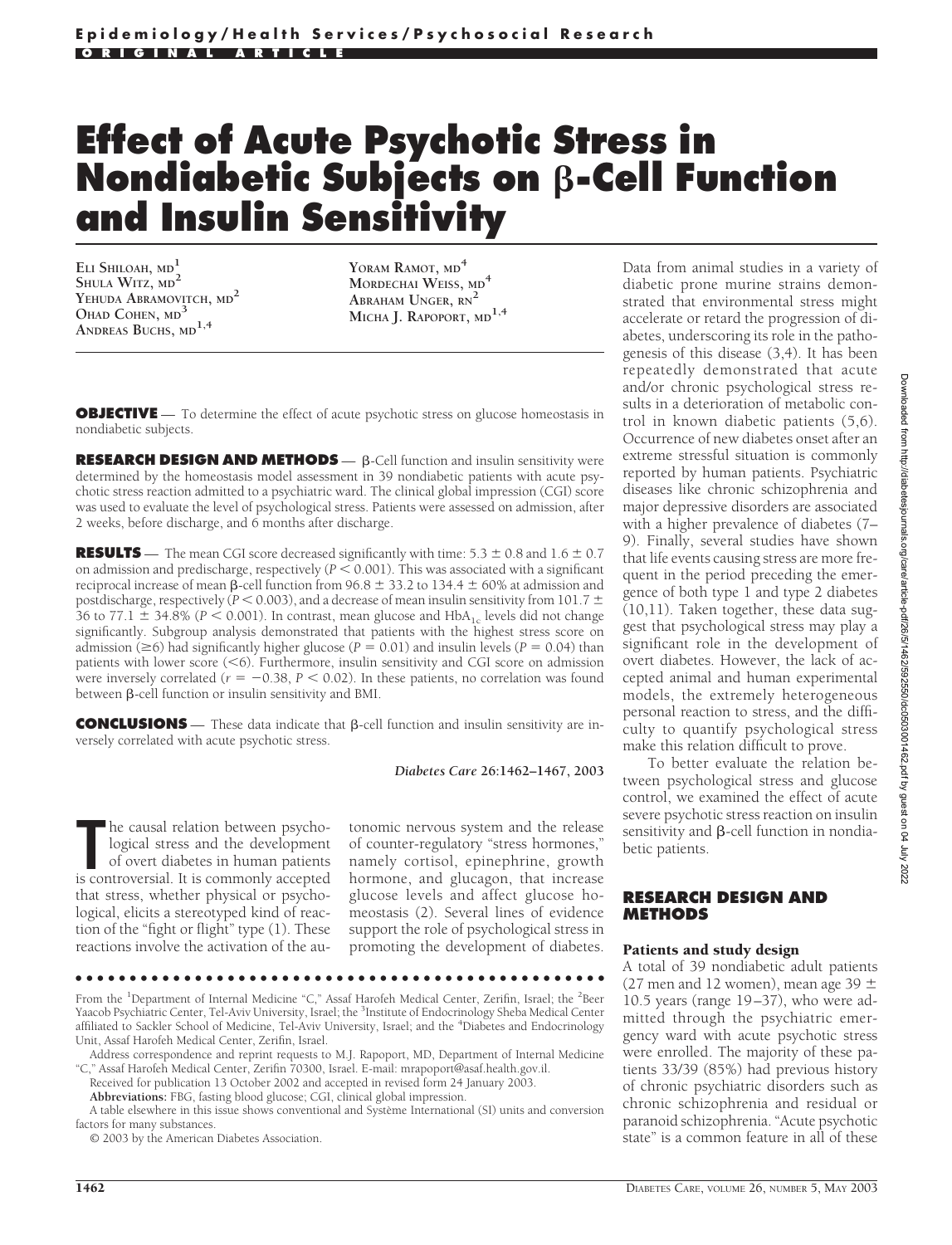Epidemiology/Health Services/Psychosocial Research

ORIGINAL ARTICLE

# Effect of Acute Psychotic Stress in Nondiabetic Subjects on β-Cell Function and Insulin Sensitivity

ELI SHILOAH, MD[1]
SHULA WITZ, MD[2]
YEHUDA ABRAMOVITCH, MD[2]
OHAD COHEN, MD[3]
ANDREAS BUCHS, MD[1,4]
YORAM RAMOT, MD[4]
MORDECHAI WEISS, MD[4]
ABRAHAM UNGER, RN[2]
MICHA J. RAPOPORT, MD[1,4]

**OBJECTIVE** — To determine the effect of acute psychotic stress on glucose homeostasis in nondiabetic subjects.

**RESEARCH DESIGN AND METHODS** — β-Cell function and insulin sensitivity were determined by the homeostasis model assessment in 39 nondiabetic patients with acute psychotic stress reaction admitted to a psychiatric ward. The clinical global impression (CGI) score was used to evaluate the level of psychological stress. Patients were assessed on admission, after 2 weeks, before discharge, and 6 months after discharge.

**RESULTS** — The mean CGI score decreased significantly with time: 5.3 ± 0.8 and 1.6 ± 0.7 on admission and predischarge, respectively ($P < 0.001$). This was associated with a significant reciprocal increase of mean β-cell function from 96.8 ± 33.2 to 134.4 ± 60% at admission and postdischarge, respectively ($P < 0.003$), and a decrease of mean insulin sensitivity from 101.7 ± 36 to 77.1 ± 34.8% ($P < 0.001$). In contrast, mean glucose and $HbA_{1c}$ levels did not change significantly. Subgroup analysis demonstrated that patients with the highest stress score on admission (≥6) had significantly higher glucose ($P = 0.01$) and insulin levels ($P = 0.04$) than patients with lower score (<6). Furthermore, insulin sensitivity and CGI score on admission were inversely correlated ($r = -0.38$, $P < 0.02$). In these patients, no correlation was found between β-cell function or insulin sensitivity and BMI.

**CONCLUSIONS** — These data indicate that β-cell function and insulin sensitivity are inversely correlated with acute psychotic stress.

*Diabetes Care* **26**:1462–1467, 2003

The causal relation between psychological stress and the development of overt diabetes in human patients is controversial. It is commonly accepted that stress, whether physical or psychological, elicits a stereotyped kind of reaction of the "fight or flight" type (1). These reactions involve the activation of the autonomic nervous system and the release of counter-regulatory "stress hormones," namely cortisol, epinephrine, growth hormone, and glucagon, that increase glucose levels and affect glucose homeostasis (2). Several lines of evidence support the role of psychological stress in promoting the development of diabetes. Data from animal studies in a variety of diabetic prone murine strains demonstrated that environmental stress might accelerate or retard the progression of diabetes, underscoring its role in the pathogenesis of this disease (3,4). It has been repeatedly demonstrated that acute and/or chronic psychological stress results in a deterioration of metabolic control in known diabetic patients (5,6). Occurrence of new diabetes onset after an extreme stressful situation is commonly reported by human patients. Psychiatric diseases like chronic schizophrenia and major depressive disorders are associated with a higher prevalence of diabetes (7–9). Finally, several studies have shown that life events causing stress are more frequent in the period preceding the emergence of both type 1 and type 2 diabetes (10,11). Taken together, these data suggest that psychological stress may play a significant role in the development of overt diabetes. However, the lack of accepted animal and human experimental models, the extremely heterogeneous personal reaction to stress, and the difficulty to quantify psychological stress make this relation difficult to prove.

To better evaluate the relation between psychological stress and glucose control, we examined the effect of acute severe psychotic stress reaction on insulin sensitivity and β-cell function in nondiabetic patients.

## RESEARCH DESIGN AND METHODS

### Patients and study design

A total of 39 nondiabetic adult patients (27 men and 12 women), mean age 39 ± 10.5 years (range 19–37), who were admitted through the psychiatric emergency ward with acute psychotic stress were enrolled. The majority of these patients 33/39 (85%) had previous history of chronic psychiatric disorders such as chronic schizophrenia and residual or paranoid schizophrenia. "Acute psychotic state" is a common feature in all of these

From the [1]Department of Internal Medicine "C," Assaf Harofeh Medical Center, Zerifin, Israel; the [2]Beer Yaacob Psychiatric Center, Tel-Aviv University, Israel; the [3]Institute of Endocrinology Sheba Medical Center affiliated to Sackler School of Medicine, Tel-Aviv University, Israel; and the [4]Diabetes and Endocrinology Unit, Assaf Harofeh Medical Center, Zerifin, Israel.

Address correspondence and reprint requests to M.J. Rapoport, MD, Department of Internal Medicine "C," Assaf Harofeh Medical Center, Zerifin 70300, Israel. E-mail: mrapoport@asaf.health.gov.il.

Received for publication 13 October 2002 and accepted in revised form 24 January 2003.

**Abbreviations:** FBG, fasting blood glucose; CGI, clinical global impression.

A table elsewhere in this issue shows conventional and Système International (SI) units and conversion factors for many substances.

© 2003 by the American Diabetes Association.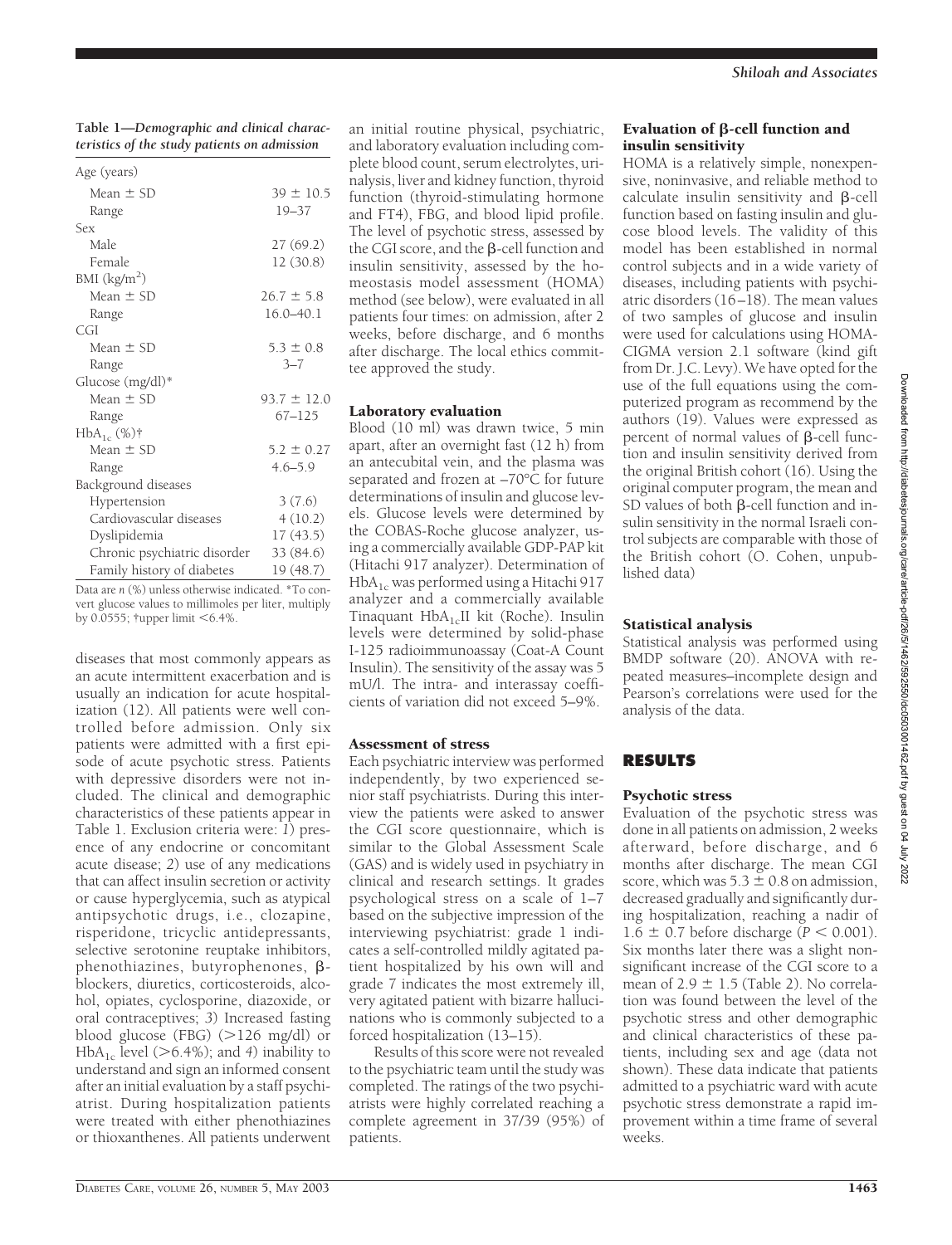**Table 1—Demographic and clinical characteristics of the study patients on admission**

| | |
|---|---|
| Age (years) | |
| Mean ± SD | 39 ± 10.5 |
| Range | 19–37 |
| Sex | |
| Male | 27 (69.2) |
| Female | 12 (30.8) |
| BMI (kg/m$^2$) | |
| Mean ± SD | 26.7 ± 5.8 |
| Range | 16.0–40.1 |
| CGI | |
| Mean ± SD | 5.3 ± 0.8 |
| Range | 3–7 |
| Glucose (mg/dl)* | |
| Mean ± SD | 93.7 ± 12.0 |
| Range | 67–125 |
| $HbA_{1c}$ (%)† | |
| Mean ± SD | 5.2 ± 0.27 |
| Range | 4.6–5.9 |
| Background diseases | |
| Hypertension | 3 (7.6) |
| Cardiovascular diseases | 4 (10.2) |
| Dyslipidemia | 17 (43.5) |
| Chronic psychiatric disorder | 33 (84.6) |
| Family history of diabetes | 19 (48.7) |

Data are *n* (%) unless otherwise indicated. *To convert glucose values to millimoles per liter, multiply by 0.0555; †upper limit <6.4%.

diseases that most commonly appears as an acute intermittent exacerbation and is usually an indication for acute hospitalization (12). All patients were well controlled before admission. Only six patients were admitted with a first episode of acute psychotic stress. Patients with depressive disorders were not included. The clinical and demographic characteristics of these patients appear in Table 1. Exclusion criteria were: *1*) presence of any endocrine or concomitant acute disease; *2*) use of any medications that can affect insulin secretion or activity or cause hyperglycemia, such as atypical antipsychotic drugs, i.e., clozapine, risperidone, tricyclic antidepressants, selective serotonine reuptake inhibitors, phenothiazines, butyrophenones, β-blockers, diuretics, corticosteroids, alcohol, opiates, cyclosporine, diazoxide, or oral contraceptives; *3*) Increased fasting blood glucose (FBG) (>126 mg/dl) or $HbA_{1c}$ level (>6.4%); and *4*) inability to understand and sign an informed consent after an initial evaluation by a staff psychiatrist. During hospitalization patients were treated with either phenothiazines or thioxanthenes. All patients underwent an initial routine physical, psychiatric, and laboratory evaluation including complete blood count, serum electrolytes, urinalysis, liver and kidney function, thyroid function (thyroid-stimulating hormone and FT4), FBG, and blood lipid profile. The level of psychotic stress, assessed by the CGI score, and the β-cell function and insulin sensitivity, assessed by the homeostasis model assessment (HOMA) method (see below), were evaluated in all patients four times: on admission, after 2 weeks, before discharge, and 6 months after discharge. The local ethics committee approved the study.

### Laboratory evaluation

Blood (10 ml) was drawn twice, 5 min apart, after an overnight fast (12 h) from an antecubital vein, and the plasma was separated and frozen at –70°C for future determinations of insulin and glucose levels. Glucose levels were determined by the COBAS-Roche glucose analyzer, using a commercially available GDP-PAP kit (Hitachi 917 analyzer). Determination of $HbA_{1c}$ was performed using a Hitachi 917 analyzer and a commercially available Tinaquant $HbA_{1c}$II kit (Roche). Insulin levels were determined by solid-phase I-125 radioimmunoassay (Coat-A Count Insulin). The sensitivity of the assay was 5 mU/l. The intra- and interassay coefficients of variation did not exceed 5–9%.

### Assessment of stress

Each psychiatric interview was performed independently, by two experienced senior staff psychiatrists. During this interview the patients were asked to answer the CGI score questionnaire, which is similar to the Global Assessment Scale (GAS) and is widely used in psychiatry in clinical and research settings. It grades psychological stress on a scale of 1–7 based on the subjective impression of the interviewing psychiatrist: grade 1 indicates a self-controlled mildly agitated patient hospitalized by his own will and grade 7 indicates the most extremely ill, very agitated patient with bizarre hallucinations who is commonly subjected to a forced hospitalization (13–15).

Results of this score were not revealed to the psychiatric team until the study was completed. The ratings of the two psychiatrists were highly correlated reaching a complete agreement in 37/39 (95%) of patients.

### Evaluation of β-cell function and insulin sensitivity

HOMA is a relatively simple, nonexpensive, noninvasive, and reliable method to calculate insulin sensitivity and β-cell function based on fasting insulin and glucose blood levels. The validity of this model has been established in normal control subjects and in a wide variety of diseases, including patients with psychiatric disorders (16–18). The mean values of two samples of glucose and insulin were used for calculations using HOMA-CIGMA version 2.1 software (kind gift from Dr. J.C. Levy). We have opted for the use of the full equations using the computerized program as recommend by the authors (19). Values were expressed as percent of normal values of β-cell function and insulin sensitivity derived from the original British cohort (16). Using the original computer program, the mean and SD values of both β-cell function and insulin sensitivity in the normal Israeli control subjects are comparable with those of the British cohort (O. Cohen, unpublished data)

### Statistical analysis

Statistical analysis was performed using BMDP software (20). ANOVA with repeated measures–incomplete design and Pearson's correlations were used for the analysis of the data.

## RESULTS

### Psychotic stress

Evaluation of the psychotic stress was done in all patients on admission, 2 weeks afterward, before discharge, and 6 months after discharge. The mean CGI score, which was 5.3 ± 0.8 on admission, decreased gradually and significantly during hospitalization, reaching a nadir of 1.6 ± 0.7 before discharge ($P < 0.001$). Six months later there was a slight nonsignificant increase of the CGI score to a mean of 2.9 ± 1.5 (Table 2). No correlation was found between the level of the psychotic stress and other demographic and clinical characteristics of these patients, including sex and age (data not shown). These data indicate that patients admitted to a psychiatric ward with acute psychotic stress demonstrate a rapid improvement within a time frame of several weeks.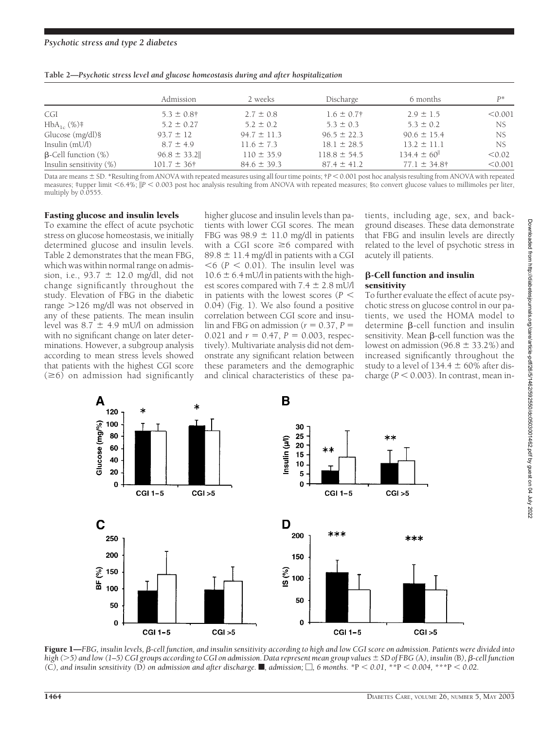**Table 2—Psychotic stress level and glucose homeostasis during and after hospitalization**

| | Admission | 2 weeks | Discharge | 6 months | $P$* |
|---|---|---|---|---|---|
| CGI | 5.3 ± 0.8† | 2.7 ± 0.8 | 1.6 ± 0.7† | 2.9 ± 1.5 | <0.001 |
| $HbA_{1c}$ (%)‡ | 5.2 ± 0.27 | 5.2 ± 0.2 | 5.3 ± 0.3 | 5.3 ± 0.2 | NS |
| Glucose (mg/dl)§ | 93.7 ± 12 | 94.7 ± 11.3 | 96.5 ± 22.3 | 90.6 ± 15.4 | NS |
| Insulin (mU/l) | 8.7 ± 4.9 | 11.6 ± 7.3 | 18.1 ± 28.5 | 13.2 ± 11.1 | NS |
| β-Cell function (%) | 96.8 ± 33.2‖ | 110 ± 35.9 | 118.8 ± 54.5 | 134.4 ± 60‖ | <0.02 |
| Insulin sensitivity (%) | 101.7 ± 36† | 84.6 ± 39.3 | 87.4 ± 41.2 | 77.1 ± 34.8† | <0.001 |

Data are means ± SD. *Resulting from ANOVA with repeated measures using all four time points; †$P < 0.001$ post hoc analysis resulting from ANOVA with repeated measures; ‡upper limit <6.4%; ‖$P < 0.003$ post hoc analysis resulting from ANOVA with repeated measures; §to convert glucose values to millimoles per liter, multiply by 0.0555.

### Fasting glucose and insulin levels

To examine the effect of acute psychotic stress on glucose homeostasis, we initially determined glucose and insulin levels. Table 2 demonstrates that the mean FBG, which was within normal range on admission, i.e., 93.7 ± 12.0 mg/dl, did not change significantly throughout the study. Elevation of FBG in the diabetic range >126 mg/dl was not observed in any of these patients. The mean insulin level was 8.7 ± 4.9 mU/l on admission with no significant change on later determinations. However, a subgroup analysis according to mean stress levels showed that patients with the highest CGI score (≥6) on admission had significantly higher glucose and insulin levels than patients with lower CGI scores. The mean FBG was 98.9 ± 11.0 mg/dl in patients with a CGI score ≥6 compared with 89.8 ± 11.4 mg/dl in patients with a CGI <6 ($P < 0.01$). The insulin level was 10.6 ± 6.4 mU/l in patients with the highest scores compared with 7.4 ± 2.8 mU/l in patients with the lowest scores ($P < 0.04$) (Fig. 1). We also found a positive correlation between CGI score and insulin and FBG on admission ($r = 0.37$, $P = 0.021$ and $r = 0.47$, $P = 0.003$, respectively). Multivariate analysis did not demonstrate any significant relation between these parameters and the demographic and clinical characteristics of these patients, including age, sex, and background diseases. These data demonstrate that FBG and insulin levels are directly related to the level of psychotic stress in acutely ill patients.

### β-Cell function and insulin sensitivity

To further evaluate the effect of acute psychotic stress on glucose control in our patients, we used the HOMA model to determine β-cell function and insulin sensitivity. Mean β-cell function was the lowest on admission (96.8 ± 33.2%) and increased significantly throughout the study to a level of 134.4 ± 60% after discharge ($P < 0.003$). In contrast, mean in-

**Figure 1**—*FBG, insulin levels, β-cell function, and insulin sensitivity according to high and low CGI score on admission. Patients were divided into high (>5) and low (1–5) CGI groups according to CGI on admission. Data represent mean group values ± SD of FBG (A), insulin (B), β-cell function (C), and insulin sensitivity (D) on admission and after discharge. ■, admission; □, 6 months.* *$P < 0.01$, **$P < 0.004$, ***$P < 0.02$.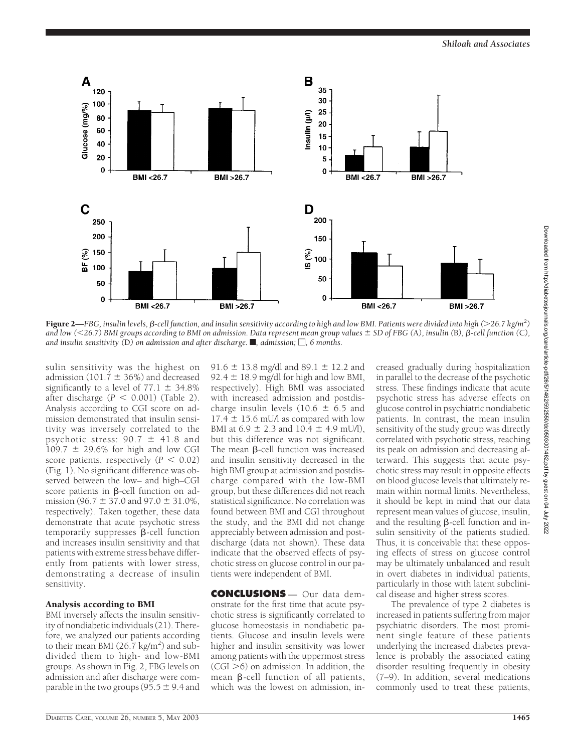Figure 2—*FBG, insulin levels, β-cell function, and insulin sensitivity according to high and low BMI. Patients were divided into high (>26.7 kg/m²) and low (<26.7) BMI groups according to BMI on admission. Data represent mean group values ± SD of FBG (A), insulin (B), β-cell function (C), and insulin sensitivity (D) on admission and after discharge. ■, admission; □, 6 months.*

sulin sensitivity was the highest on admission (101.7 ± 36%) and decreased significantly to a level of 77.1 ± 34.8% after discharge ($P < 0.001$) (Table 2). Analysis according to CGI score on admission demonstrated that insulin sensitivity was inversely correlated to the psychotic stress: 90.7 ± 41.8 and 109.7 ± 29.6% for high and low CGI score patients, respectively ($P < 0.02$) (Fig. 1). No significant difference was observed between the low– and high–CGI score patients in β-cell function on admission (96.7 ± 37.0 and 97.0 ± 31.0%, respectively). Taken together, these data demonstrate that acute psychotic stress temporarily suppresses β-cell function and increases insulin sensitivity and that patients with extreme stress behave differently from patients with lower stress, demonstrating a decrease of insulin sensitivity.

#### Analysis according to BMI

BMI inversely affects the insulin sensitivity of nondiabetic individuals (21). Therefore, we analyzed our patients according to their mean BMI (26.7 kg/m²) and subdivided them to high- and low-BMI groups. As shown in Fig. 2, FBG levels on admission and after discharge were comparable in the two groups (95.5 ± 9.4 and 91.6 ± 13.8 mg/dl and 89.1 ± 12.2 and 92.4 ± 18.9 mg/dl for high and low BMI, respectively). High BMI was associated with increased admission and postdischarge insulin levels (10.6 ± 6.5 and 17.4 ± 15.6 mU/l as compared with low BMI at 6.9 ± 2.3 and 10.4 ± 4.9 mU/l), but this difference was not significant. The mean β-cell function was increased and insulin sensitivity decreased in the high BMI group at admission and postdischarge compared with the low-BMI group, but these differences did not reach statistical significance. No correlation was found between BMI and CGI throughout the study, and the BMI did not change appreciably between admission and postdischarge (data not shown). These data indicate that the observed effects of psychotic stress on glucose control in our patients were independent of BMI.

## CONCLUSIONS

Our data demonstrate for the first time that acute psychotic stress is significantly correlated to glucose homeostasis in nondiabetic patients. Glucose and insulin levels were higher and insulin sensitivity was lower among patients with the uppermost stress (CGI >6) on admission. In addition, the mean β-cell function of all patients, which was the lowest on admission, increased gradually during hospitalization in parallel to the decrease of the psychotic stress. These findings indicate that acute psychotic stress has adverse effects on glucose control in psychiatric nondiabetic patients. In contrast, the mean insulin sensitivity of the study group was directly correlated with psychotic stress, reaching its peak on admission and decreasing afterward. This suggests that acute psychotic stress may result in opposite effects on blood glucose levels that ultimately remain within normal limits. Nevertheless, it should be kept in mind that our data represent mean values of glucose, insulin, and the resulting β-cell function and insulin sensitivity of the patients studied. Thus, it is conceivable that these opposing effects of stress on glucose control may be ultimately unbalanced and result in overt diabetes in individual patients, particularly in those with latent subclinical disease and higher stress scores.

The prevalence of type 2 diabetes is increased in patients suffering from major psychiatric disorders. The most prominent single feature of these patients underlying the increased diabetes prevalence is probably the associated eating disorder resulting frequently in obesity (7–9). In addition, several medications commonly used to treat these patients,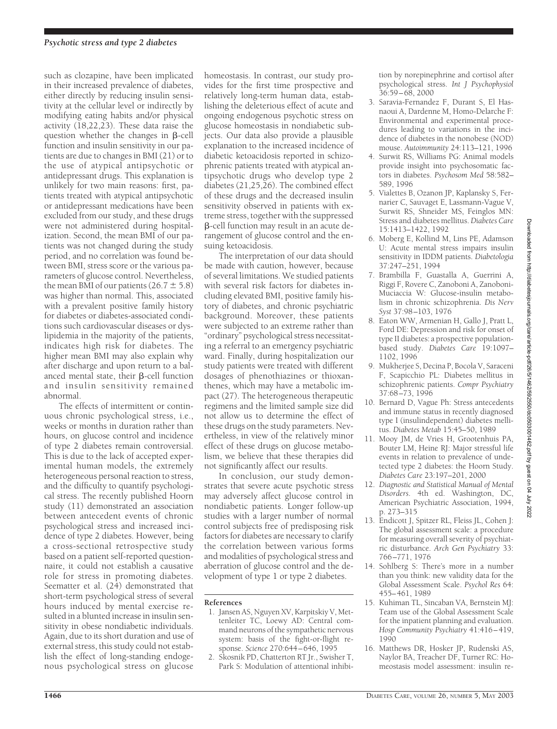such as clozapine, have been implicated in their increased prevalence of diabetes, either directly by reducing insulin sensitivity at the cellular level or indirectly by modifying eating habits and/or physical activity (18,22,23). These data raise the question whether the changes in β-cell function and insulin sensitivity in our patients are due to changes in BMI (21) or to the use of atypical antipsychotic or antidepressant drugs. This explanation is unlikely for two main reasons: first, patients treated with atypical antipsychotic or antidepressant medications have been excluded from our study, and these drugs were not administered during hospitalization. Second, the mean BMI of our patients was not changed during the study period, and no correlation was found between BMI, stress score or the various parameters of glucose control. Nevertheless, the mean BMI of our patients (26.7 ± 5.8) was higher than normal. This, associated with a prevalent positive family history for diabetes or diabetes-associated conditions such cardiovascular diseases or dyslipidemia in the majority of the patients, indicates high risk for diabetes. The higher mean BMI may also explain why after discharge and upon return to a balanced mental state, their β-cell function and insulin sensitivity remained abnormal.

The effects of intermittent or continuous chronic psychological stress, i.e., weeks or months in duration rather than hours, on glucose control and incidence of type 2 diabetes remain controversial. This is due to the lack of accepted experimental human models, the extremely heterogeneous personal reaction to stress, and the difficulty to quantify psychological stress. The recently published Hoorn study (11) demonstrated an association between antecedent events of chronic psychological stress and increased incidence of type 2 diabetes. However, being a cross-sectional retrospective study based on a patient self-reported questionnaire, it could not establish a causative role for stress in promoting diabetes. Seematter et al. (24) demonstrated that short-term psychological stress of several hours induced by mental exercise resulted in a blunted increase in insulin sensitivity in obese nondiabetic individuals. Again, due to its short duration and use of external stress, this study could not establish the effect of long-standing endogenous psychological stress on glucose homeostasis. In contrast, our study provides for the first time prospective and relatively long-term human data, establishing the deleterious effect of acute and ongoing endogenous psychotic stress on glucose homeostasis in nondiabetic subjects. Our data also provide a plausible explanation to the increased incidence of diabetic ketoacidosis reported in schizophrenic patients treated with atypical antipsychotic drugs who develop type 2 diabetes (21,25,26). The combined effect of these drugs and the decreased insulin sensitivity observed in patients with extreme stress, together with the suppressed β-cell function may result in an acute derangement of glucose control and the ensuing ketoacidosis.

The interpretation of our data should be made with caution, however, because of several limitations. We studied patients with several risk factors for diabetes including elevated BMI, positive family history of diabetes, and chronic psychiatric background. Moreover, these patients were subjected to an extreme rather than "ordinary" psychological stress necessitating a referral to an emergency psychiatric ward. Finally, during hospitalization our study patients were treated with different dosages of phenothiazines or thioxanthenes, which may have a metabolic impact (27). The heterogeneous therapeutic regimens and the limited sample size did not allow us to determine the effect of these drugs on the study parameters. Nevertheless, in view of the relatively minor effect of these drugs on glucose metabolism, we believe that these therapies did not significantly affect our results.

In conclusion, our study demonstrates that severe acute psychotic stress may adversely affect glucose control in nondiabetic patients. Longer follow-up studies with a larger number of normal control subjects free of predisposing risk factors for diabetes are necessary to clarify the correlation between various forms and modalities of psychological stress and aberration of glucose control and the development of type 1 or type 2 diabetes.

## References

1. Jansen AS, Nguyen XV, Karpitskiy V, Mettenleiter TC, Loewy AD: Central command neurons of the sympathetic nervous system: basis of the fight-or-flight response. *Science* 270:644–646, 1995
2. Skosnik PD, Chatterton RT Jr., Swisher T, Park S: Modulation of attentional inhibition by norepinephrine and cortisol after psychological stress. *Int J Psychophysiol* 36:59–68, 2000
3. Saravia-Fernandez F, Durant S, El Hasnaoui A, Dardenne M, Homo-Delarche F: Environmental and experimental procedures leading to variations in the incidence of diabetes in the nonobese (NOD) mouse. *Autoimmunity* 24:113–121, 1996
4. Surwit RS, Williams PG: Animal models provide insight into psychosomatic factors in diabetes. *Psychosom Med* 58:582–589, 1996
5. Vialettes B, Ozanon JP, Kaplansky S, Fernarier C, Sauvaget E, Lassmann-Vague V, Surwit RS, Shneider MS, Feinglos MN: Stress and diabetes mellitus. *Diabetes Care* 15:1413–1422, 1992
6. Moberg E, Kollind M, Lins PE, Adamson U: Acute mental stress impairs insulin sensitivity in IDDM patients. *Diabetologia* 37:247–251, 1994
7. Brambilla F, Guastalla A, Guerrini A, Riggi F, Rovere C, Zanoboni A, Zanoboni-Muciaccia W: Glucose-insulin metabolism in chronic schizophrenia. *Dis Nerv Syst* 37:98–103, 1976
8. Eaton WW, Armenian H, Gallo J, Pratt L, Ford DE: Depression and risk for onset of type II diabetes: a prospective population-based study. *Diabetes Care* 19:1097–1102, 1996
9. Mukherjee S, Decina P, Bocola V, Saraceni F, Scapicchio PL: Diabetes mellitus in schizophrenic patients. *Compr Psychiatry* 37:68–73, 1996
10. Bernard D, Vague Ph: Stress antecedents and immune status in recently diagnosed type I (insulindependent) diabetes mellitus. *Diabetes Metab* 15:45–50, 1989
11. Mooy JM, de Vries H, Grootenhuis PA, Bouter LM, Heine RJ: Major stressful life events in relation to prevalence of undetected type 2 diabetes: the Hoorn Study. *Diabetes Care* 23:197–201, 2000
12. *Diagnostic and Statistical Manual of Mental Disorders*. 4th ed. Washington, DC, American Psychiatric Association, 1994, p. 273–315
13. Endicott J, Spitzer RL, Fleiss JL, Cohen J: The global assessment scale: a procedure for measuring overall severity of psychiatric disturbance. *Arch Gen Psychiatry* 33: 766–771, 1976
14. Sohlberg S: There's more in a number than you think: new validity data for the Global Assessment Scale. *Psychol Res* 64: 455–461, 1989
15. Kuhiman TL, Sincaban VA, Bernstein MJ: Team use of the Global Assessment Scale for the inpatient planning and evaluation. *Hosp Community Psychiatry* 41:416–419, 1990
16. Matthews DR, Hosker JP, Rudenski AS, Naylor BA, Treacher DF, Turner RC: Homeostasis model assessment: insulin re-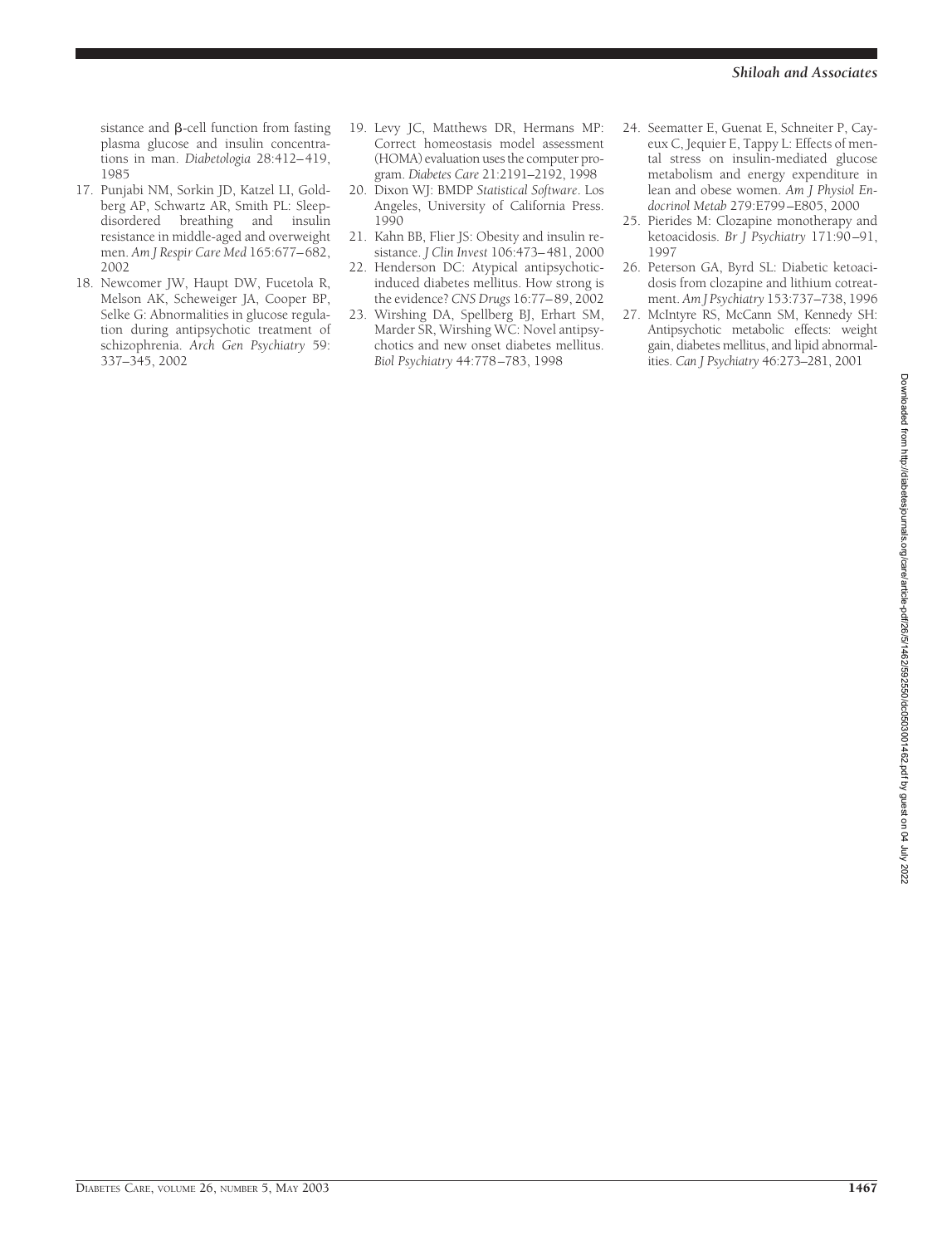sistance and β-cell function from fasting plasma glucose and insulin concentrations in man. *Diabetologia* 28:412–419, 1985

17. Punjabi NM, Sorkin JD, Katzel LI, Goldberg AP, Schwartz AR, Smith PL: Sleep-disordered breathing and insulin resistance in middle-aged and overweight men. *Am J Respir Care Med* 165:677–682, 2002
18. Newcomer JW, Haupt DW, Fucetola R, Melson AK, Scheweiger JA, Cooper BP, Selke G: Abnormalities in glucose regulation during antipsychotic treatment of schizophrenia. *Arch Gen Psychiatry* 59: 337–345, 2002
19. Levy JC, Matthews DR, Hermans MP: Correct homeostasis model assessment (HOMA) evaluation uses the computer program. *Diabetes Care* 21:2191–2192, 1998
20. Dixon WJ: BMDP *Statistical Software*. Los Angeles, University of California Press. 1990
21. Kahn BB, Flier JS: Obesity and insulin resistance. *J Clin Invest* 106:473–481, 2000
22. Henderson DC: Atypical antipsychotic-induced diabetes mellitus. How strong is the evidence? *CNS Drugs* 16:77–89, 2002
23. Wirshing DA, Spellberg BJ, Erhart SM, Marder SR, Wirshing WC: Novel antipsychotics and new onset diabetes mellitus. *Biol Psychiatry* 44:778–783, 1998
24. Seematter E, Guenat E, Schneiter P, Cayeux C, Jequier E, Tappy L: Effects of mental stress on insulin-mediated glucose metabolism and energy expenditure in lean and obese women. *Am J Physiol Endocrinol Metab* 279:E799–E805, 2000
25. Pierides M: Clozapine monotherapy and ketoacidosis. *Br J Psychiatry* 171:90–91, 1997
26. Peterson GA, Byrd SL: Diabetic ketoacidosis from clozapine and lithium cotreatment. *Am J Psychiatry* 153:737–738, 1996
27. McIntyre RS, McCann SM, Kennedy SH: Antipsychotic metabolic effects: weight gain, diabetes mellitus, and lipid abnormalities. *Can J Psychiatry* 46:273–281, 2001